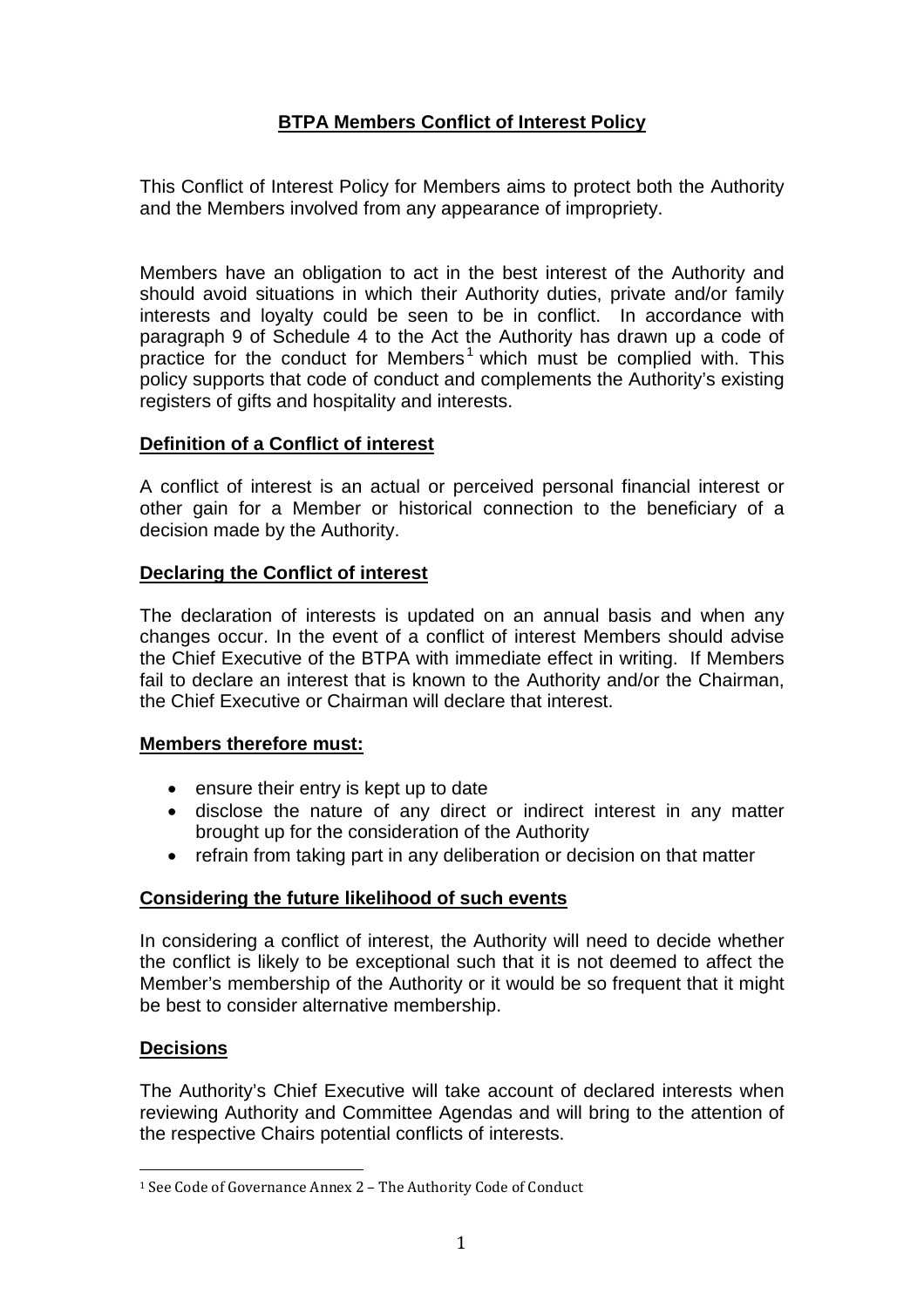# BTPA Members Conflict of Interest Policy

This Conflict of Interest Policy for Members aims to protect both the Authority and the Members involved from any appearance of impropriety.

Members have an obligation to act in the best interest of the Authority and should avoid situations in which their Authority duties, private and/or family interests and loyalty could be seen to be in conflict. In accordance with paragraph 9 of Schedule 4 to the Act the Authority has drawn up a code of practice for the conduct for Members[1] which must be complied with. This policy supports that code of conduct and complements the Authority's existing registers of gifts and hospitality and interests.

## Definition of a Conflict of interest

A conflict of interest is an actual or perceived personal financial interest or other gain for a Member or historical connection to the beneficiary of a decision made by the Authority.

## Declaring the Conflict of interest

The declaration of interests is updated on an annual basis and when any changes occur. In the event of a conflict of interest Members should advise the Chief Executive of the BTPA with immediate effect in writing. If Members fail to declare an interest that is known to the Authority and/or the Chairman, the Chief Executive or Chairman will declare that interest.

## Members therefore must:

- ensure their entry is kept up to date
- disclose the nature of any direct or indirect interest in any matter brought up for the consideration of the Authority
- refrain from taking part in any deliberation or decision on that matter

## Considering the future likelihood of such events

In considering a conflict of interest, the Authority will need to decide whether the conflict is likely to be exceptional such that it is not deemed to affect the Member's membership of the Authority or it would be so frequent that it might be best to consider alternative membership.

## Decisions

The Authority's Chief Executive will take account of declared interests when reviewing Authority and Committee Agendas and will bring to the attention of the respective Chairs potential conflicts of interests.

[1] See Code of Governance Annex 2 – The Authority Code of Conduct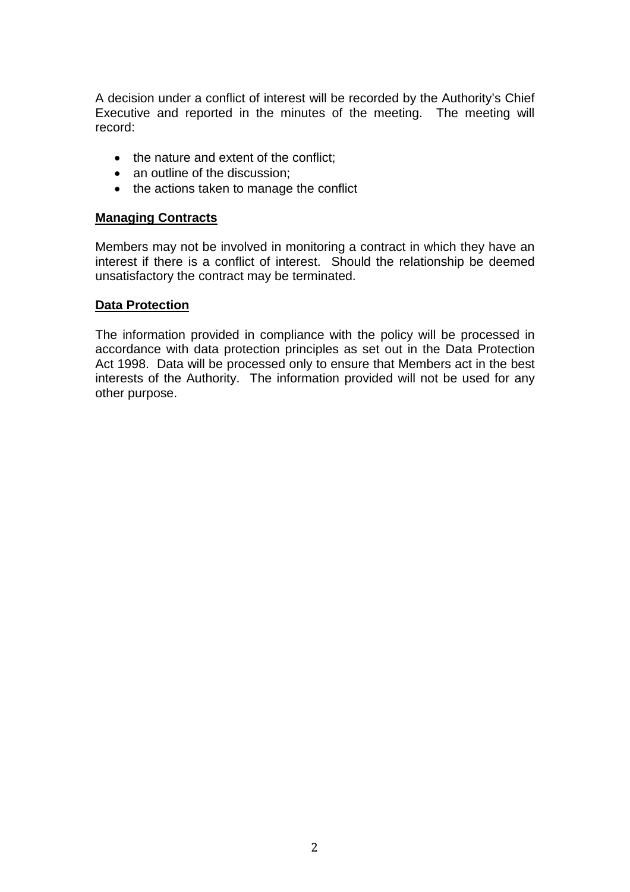A decision under a conflict of interest will be recorded by the Authority's Chief Executive and reported in the minutes of the meeting. The meeting will record:

- the nature and extent of the conflict;
- an outline of the discussion;
- the actions taken to manage the conflict

**Managing Contracts**

Members may not be involved in monitoring a contract in which they have an interest if there is a conflict of interest. Should the relationship be deemed unsatisfactory the contract may be terminated.

**Data Protection**

The information provided in compliance with the policy will be processed in accordance with data protection principles as set out in the Data Protection Act 1998. Data will be processed only to ensure that Members act in the best interests of the Authority. The information provided will not be used for any other purpose.